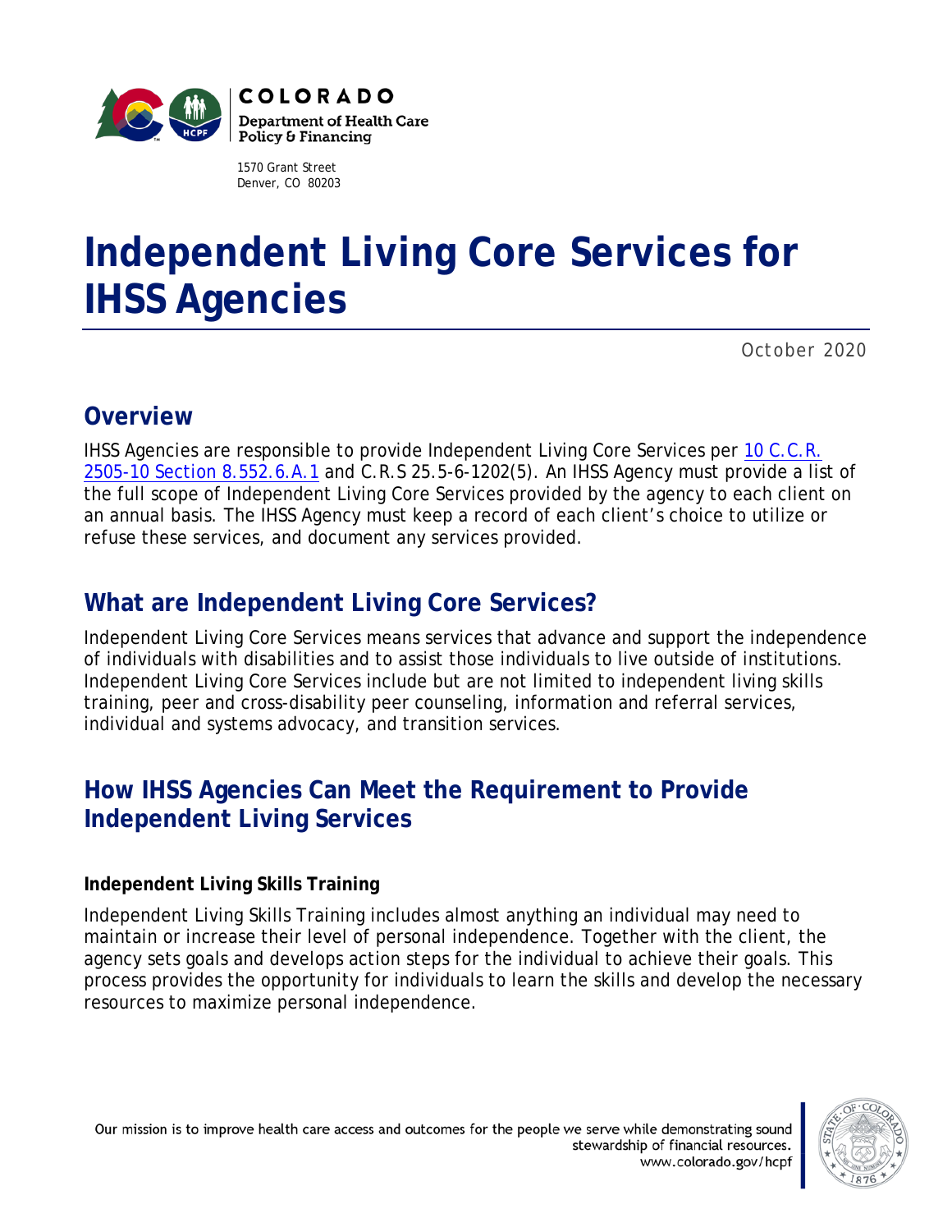COLORADO
Department of Health Care Policy & Financing

1570 Grant Street
Denver, CO 80203

# Independent Living Core Services for IHSS Agencies

October 2020

## Overview

IHSS Agencies are responsible to provide Independent Living Core Services per 10 C.C.R. 2505-10 Section 8.552.6.A.1 and C.R.S 25.5-6-1202(5). An IHSS Agency must provide a list of the full scope of Independent Living Core Services provided by the agency to each client on an annual basis. The IHSS Agency must keep a record of each client's choice to utilize or refuse these services, and document any services provided.

## What are Independent Living Core Services?

Independent Living Core Services means services that advance and support the independence of individuals with disabilities and to assist those individuals to live outside of institutions. Independent Living Core Services include but are not limited to independent living skills training, peer and cross-disability peer counseling, information and referral services, individual and systems advocacy, and transition services.

## How IHSS Agencies Can Meet the Requirement to Provide Independent Living Services

**Independent Living Skills Training**

Independent Living Skills Training includes almost anything an individual may need to maintain or increase their level of personal independence. Together with the client, the agency sets goals and develops action steps for the individual to achieve their goals. This process provides the opportunity for individuals to learn the skills and develop the necessary resources to maximize personal independence.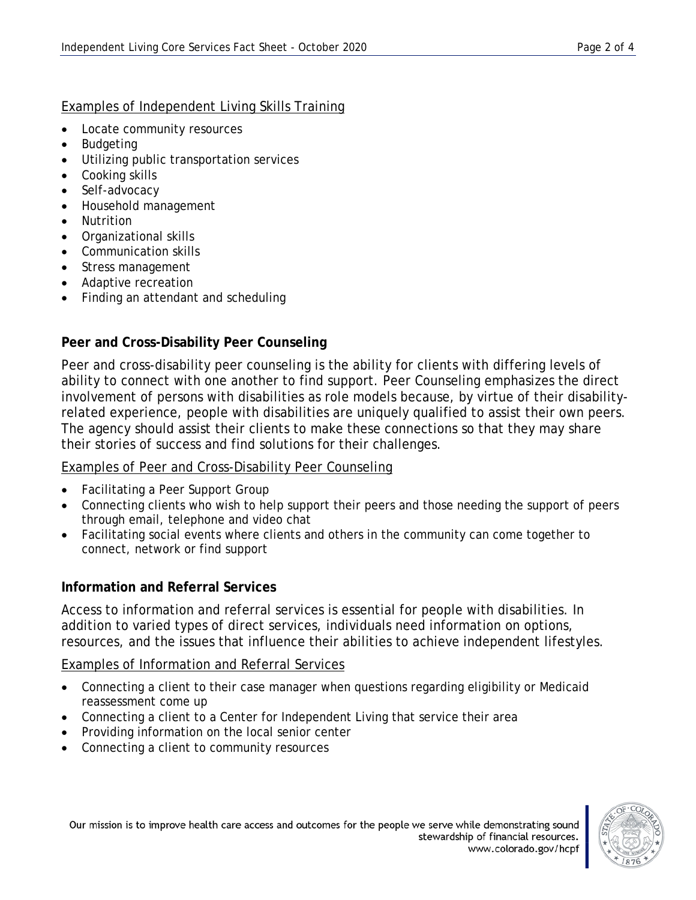Examples of Independent Living Skills Training

- Locate community resources
- Budgeting
- Utilizing public transportation services
- Cooking skills
- Self-advocacy
- Household management
- Nutrition
- Organizational skills
- Communication skills
- Stress management
- Adaptive recreation
- Finding an attendant and scheduling

**Peer and Cross-Disability Peer Counseling**

Peer and cross-disability peer counseling is the ability for clients with differing levels of ability to connect with one another to find support. Peer Counseling emphasizes the direct involvement of persons with disabilities as role models because, by virtue of their disability-related experience, people with disabilities are uniquely qualified to assist their own peers. The agency should assist their clients to make these connections so that they may share their stories of success and find solutions for their challenges.

Examples of Peer and Cross-Disability Peer Counseling

- Facilitating a Peer Support Group
- Connecting clients who wish to help support their peers and those needing the support of peers through email, telephone and video chat
- Facilitating social events where clients and others in the community can come together to connect, network or find support

**Information and Referral Services**

Access to information and referral services is essential for people with disabilities. In addition to varied types of direct services, individuals need information on options, resources, and the issues that influence their abilities to achieve independent lifestyles.

Examples of Information and Referral Services

- Connecting a client to their case manager when questions regarding eligibility or Medicaid reassessment come up
- Connecting a client to a Center for Independent Living that service their area
- Providing information on the local senior center
- Connecting a client to community resources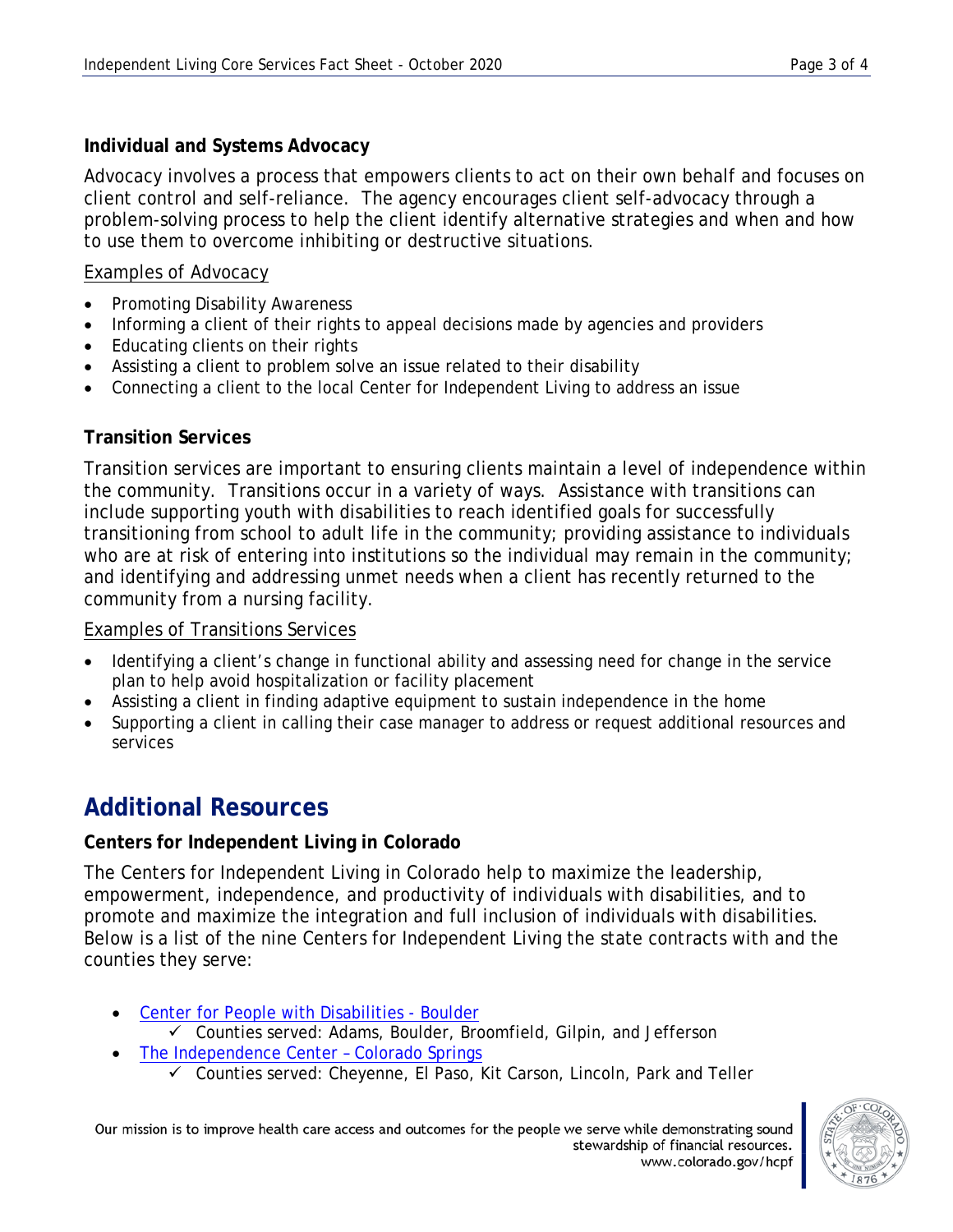**Individual and Systems Advocacy**

Advocacy involves a process that empowers clients to act on their own behalf and focuses on client control and self-reliance. The agency encourages client self-advocacy through a problem-solving process to help the client identify alternative strategies and when and how to use them to overcome inhibiting or destructive situations.

Examples of Advocacy

- Promoting Disability Awareness
- Informing a client of their rights to appeal decisions made by agencies and providers
- Educating clients on their rights
- Assisting a client to problem solve an issue related to their disability
- Connecting a client to the local Center for Independent Living to address an issue

**Transition Services**

Transition services are important to ensuring clients maintain a level of independence within the community. Transitions occur in a variety of ways. Assistance with transitions can include supporting youth with disabilities to reach identified goals for successfully transitioning from school to adult life in the community; providing assistance to individuals who are at risk of entering into institutions so the individual may remain in the community; and identifying and addressing unmet needs when a client has recently returned to the community from a nursing facility.

Examples of Transitions Services

- Identifying a client's change in functional ability and assessing need for change in the service plan to help avoid hospitalization or facility placement
- Assisting a client in finding adaptive equipment to sustain independence in the home
- Supporting a client in calling their case manager to address or request additional resources and services

## Additional Resources

**Centers for Independent Living in Colorado**

The Centers for Independent Living in Colorado help to maximize the leadership, empowerment, independence, and productivity of individuals with disabilities, and to promote and maximize the integration and full inclusion of individuals with disabilities. Below is a list of the nine Centers for Independent Living the state contracts with and the counties they serve:

- Center for People with Disabilities - Boulder
  - ✓ Counties served: Adams, Boulder, Broomfield, Gilpin, and Jefferson
- The Independence Center – Colorado Springs
  - ✓ Counties served: Cheyenne, El Paso, Kit Carson, Lincoln, Park and Teller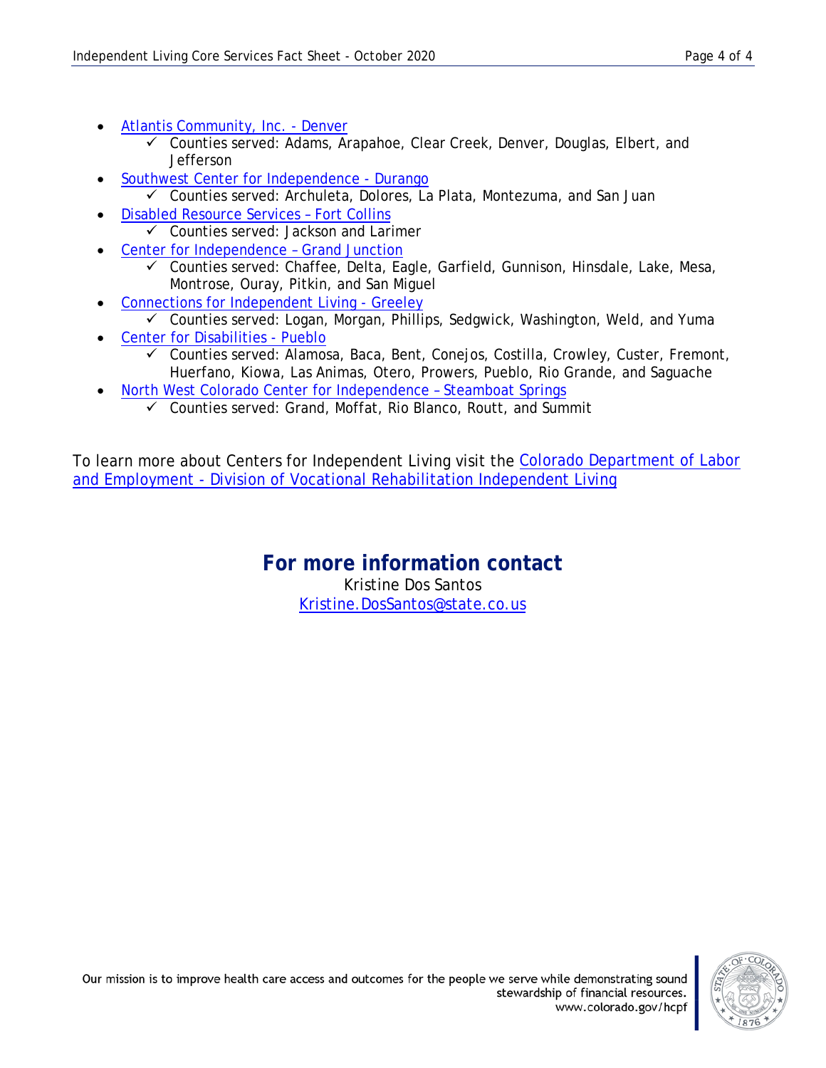- Atlantis Community, Inc. - Denver
    - ✓ Counties served: Adams, Arapahoe, Clear Creek, Denver, Douglas, Elbert, and Jefferson
- Southwest Center for Independence - Durango
    - ✓ Counties served: Archuleta, Dolores, La Plata, Montezuma, and San Juan
- Disabled Resource Services – Fort Collins
    - ✓ Counties served: Jackson and Larimer
- Center for Independence – Grand Junction
    - ✓ Counties served: Chaffee, Delta, Eagle, Garfield, Gunnison, Hinsdale, Lake, Mesa, Montrose, Ouray, Pitkin, and San Miguel
- Connections for Independent Living - Greeley
    - ✓ Counties served: Logan, Morgan, Phillips, Sedgwick, Washington, Weld, and Yuma
- Center for Disabilities - Pueblo
    - ✓ Counties served: Alamosa, Baca, Bent, Conejos, Costilla, Crowley, Custer, Fremont, Huerfano, Kiowa, Las Animas, Otero, Prowers, Pueblo, Rio Grande, and Saguache
- North West Colorado Center for Independence – Steamboat Springs
    - ✓ Counties served: Grand, Moffat, Rio Blanco, Routt, and Summit

To learn more about Centers for Independent Living visit the Colorado Department of Labor and Employment - Division of Vocational Rehabilitation Independent Living

## For more information contact

Kristine Dos Santos

Kristine.DosSantos@state.co.us

Our mission is to improve health care access and outcomes for the people we serve while demonstrating sound stewardship of financial resources.
www.colorado.gov/hcpf